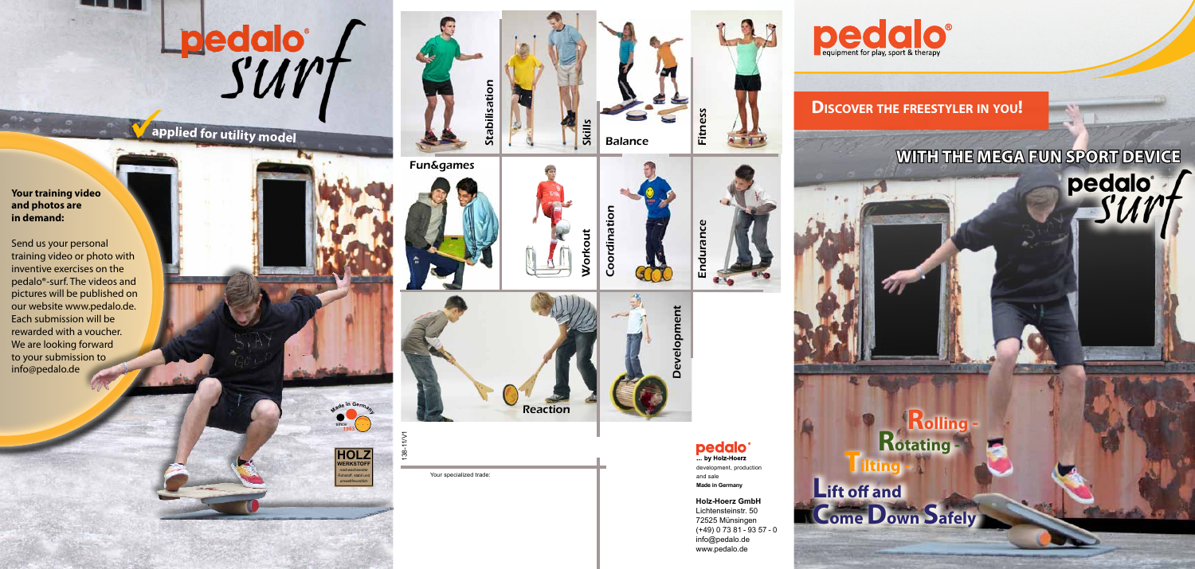# pedalo® surf

✓ applied for utility model

**Your training video and photos are in demand:**

Send us your personal training video or photo with inventive exercises on the pedalo®-surf. The videos and pictures will be published on our website www.pedalo.de. Each submission will be rewarded with a voucher. We are looking forward to your submission to info@pedalo.de

Made in Germany since 1983

HOLZ WERKSTOFF

Stabilisation

Skills

Balance

Fitness

Fun&games

Workout

Coordination

Endurance

Reaction

Development

138-11/V1

Your specialized trade:

pedalo®
... by Holz-Hoerz
development, production and sale
Made in Germany

**Holz-Hoerz GmbH**
Lichtensteinstr. 50
72525 Münsingen
(+49) 0 73 81 - 93 57 - 0
info@pedalo.de
www.pedalo.de

# pedalo®
equipment for play, sport & therapy

## Discover the freestyler in you!

## WITH THE MEGA FUN SPORT DEVICE pedalo® surf

Rolling -
Rotating -
Tilting -
Lift off and
Come Down Safely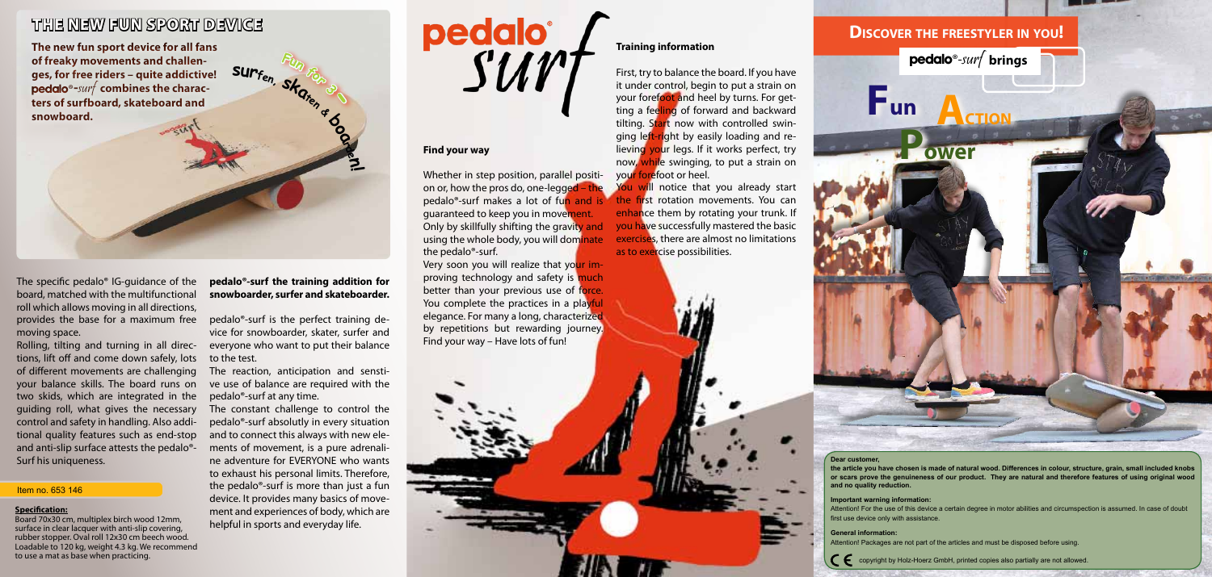# THE NEW FUN SPORT DEVICE

**The new fun sport device for all fans of freaky movements and challenges, for free riders – quite addictive! pedalo®-surf combines the characters of surfboard, skateboard and snowboard.**

surfen, skaten & boarden! Fun for 3 –

The specific pedalo® IG-guidance of the board, matched with the multifunctional roll which allows moving in all directions, provides the base for a maximum free moving space.

Rolling, tilting and turning in all directions, lift off and come down safely, lots of different movements are challenging your balance skills. The board runs on two skids, which are integrated in the guiding roll, what gives the necessary control and safety in handling. Also additional quality features such as end-stop and anti-slip surface attests the pedalo®-Surf his uniqueness.

Item no. 653 146

**Specification:**
Board 70x30 cm, multiplex birch wood 12mm, surface in clear lacquer with anti-slip covering, rubber stopper. Oval roll 12x30 cm beech wood. Loadable to 120 kg, weight 4.3 kg. We recommend to use a mat as base when practicing.

**pedalo®-surf the training addition for snowboarder, surfer and skateboarder.**

pedalo®-surf is the perfect training device for snowboarder, skater, surfer and everyone who want to put their balance to the test.

The reaction, anticipation and sensitive use of balance are required with the pedalo®-surf at any time.

The constant challenge to control the pedalo®-surf absolutly in every situation and to connect this always with new elements of movement, is a pure adrenaline adventure for EVERYONE who wants to exhaust his personal limits. Therefore, the pedalo®-surf is more than just a fun device. It provides many basics of movement and experiences of body, which are helpful in sports and everyday life.

# pedalo® surf

### Find your way

Whether in step position, parallel position or, how the pros do, one-legged – the pedalo®-surf makes a lot of fun and is guaranteed to keep you in movement. Only by skillfully shifting the gravity and using the whole body, you will dominate the pedalo®-surf.

Very soon you will realize that your improving technology and safety is much better than your previous use of force. You complete the practices in a playful elegance. For many a long, characterized by repetitions but rewarding journey. Find your way – Have lots of fun!

### Training information

First, try to balance the board. If you have it under control, begin to put a strain on your forefoot and heel by turns. For getting a feeling of forward and backward tilting. Start now with controlled swinging left-right by easily loading and relieving your legs. If it works perfect, try now, while swinging, to put a strain on your forefoot or heel.

You will notice that you already start the first rotation movements. You can enhance them by rotating your trunk. If you have successfully mastered the basic exercises, there are almost no limitations as to exercise possibilities.

## Discover the freestyler in you!

pedalo®-surf brings

**Fun Action Power**

**Dear customer,**

**the article you have chosen is made of natural wood. Differences in colour, structure, grain, small included knobs or scars prove the genuineness of our product. They are natural and therefore features of using original wood and no quality reduction.**

**Important warning information:**

Attention! For the use of this device a certain degree in motor abilities and circumspection is assumed. In case of doubt first use device only with assistance.

**General information:**

Attention! Packages are not part of the articles and must be disposed before using.

CE copyright by Holz-Hoerz GmbH, printed copies also partially are not allowed.